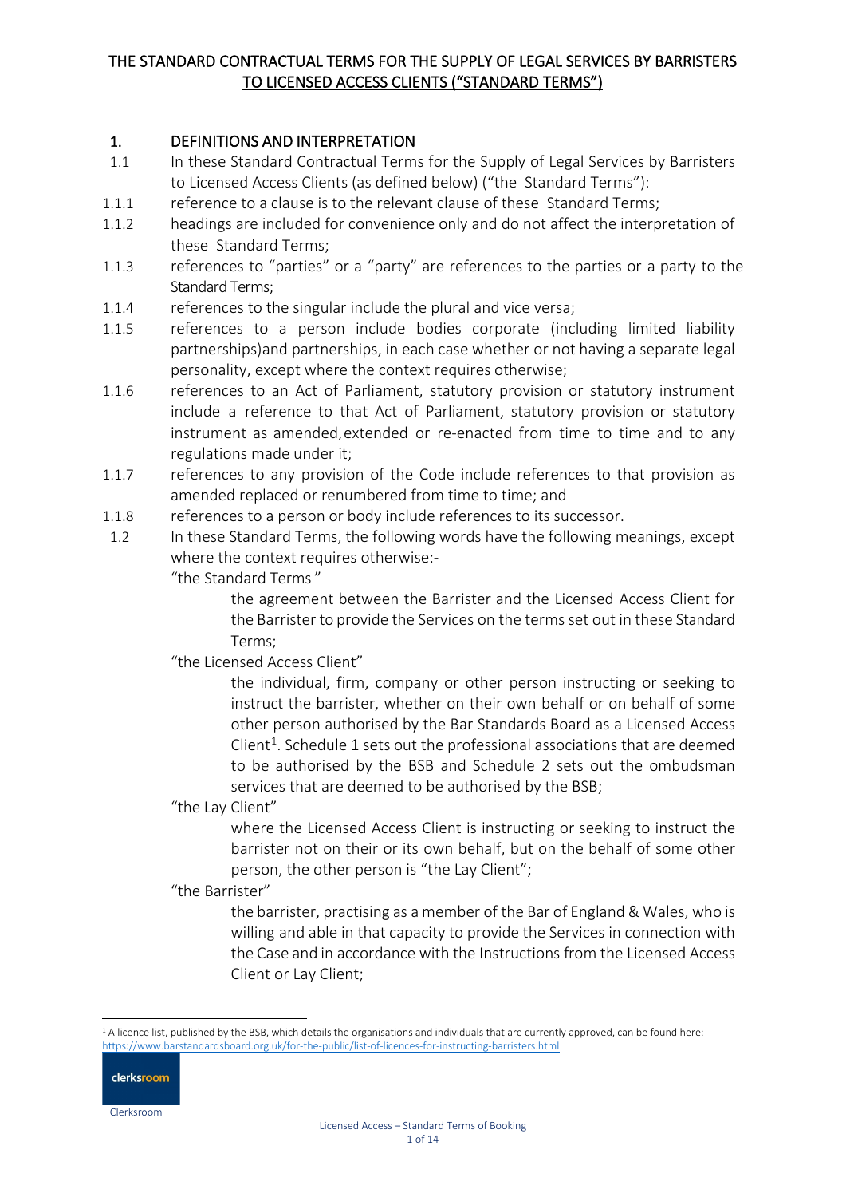# THE STANDARD CONTRACTUAL TERMS FOR THE SUPPLY OF LEGAL SERVICES BY BARRISTERS TO LICENSED ACCESS CLIENTS ("STANDARD TERMS")

## 1. DEFINITIONS AND INTERPRETATION

1.1 In these Standard Contractual Terms for the Supply of Legal Services by Barristers to Licensed Access Clients (as defined below) ("the Standard Terms"):

1.1.1 reference to a clause is to the relevant clause of these Standard Terms;

1.1.2 headings are included for convenience only and do not affect the interpretation of these Standard Terms;

1.1.3 references to "parties" or a "party" are references to the parties or a party to the Standard Terms;

1.1.4 references to the singular include the plural and vice versa;

1.1.5 references to a person include bodies corporate (including limited liability partnerships)and partnerships, in each case whether or not having a separate legal personality, except where the context requires otherwise;

1.1.6 references to an Act of Parliament, statutory provision or statutory instrument include a reference to that Act of Parliament, statutory provision or statutory instrument as amended, extended or re-enacted from time to time and to any regulations made under it;

1.1.7 references to any provision of the Code include references to that provision as amended replaced or renumbered from time to time; and

1.1.8 references to a person or body include references to its successor.

1.2 In these Standard Terms, the following words have the following meanings, except where the context requires otherwise:-

"the Standard Terms"

the agreement between the Barrister and the Licensed Access Client for the Barrister to provide the Services on the terms set out in these Standard Terms;

"the Licensed Access Client"

the individual, firm, company or other person instructing or seeking to instruct the barrister, whether on their own behalf or on behalf of some other person authorised by the Bar Standards Board as a Licensed Access Client[1]. Schedule 1 sets out the professional associations that are deemed to be authorised by the BSB and Schedule 2 sets out the ombudsman services that are deemed to be authorised by the BSB;

"the Lay Client"

where the Licensed Access Client is instructing or seeking to instruct the barrister not on their or its own behalf, but on the behalf of some other person, the other person is "the Lay Client";

"the Barrister"

the barrister, practising as a member of the Bar of England & Wales, who is willing and able in that capacity to provide the Services in connection with the Case and in accordance with the Instructions from the Licensed Access Client or Lay Client;

[1] A licence list, published by the BSB, which details the organisations and individuals that are currently approved, can be found here: https://www.barstandardsboard.org.uk/for-the-public/list-of-licences-for-instructing-barristers.html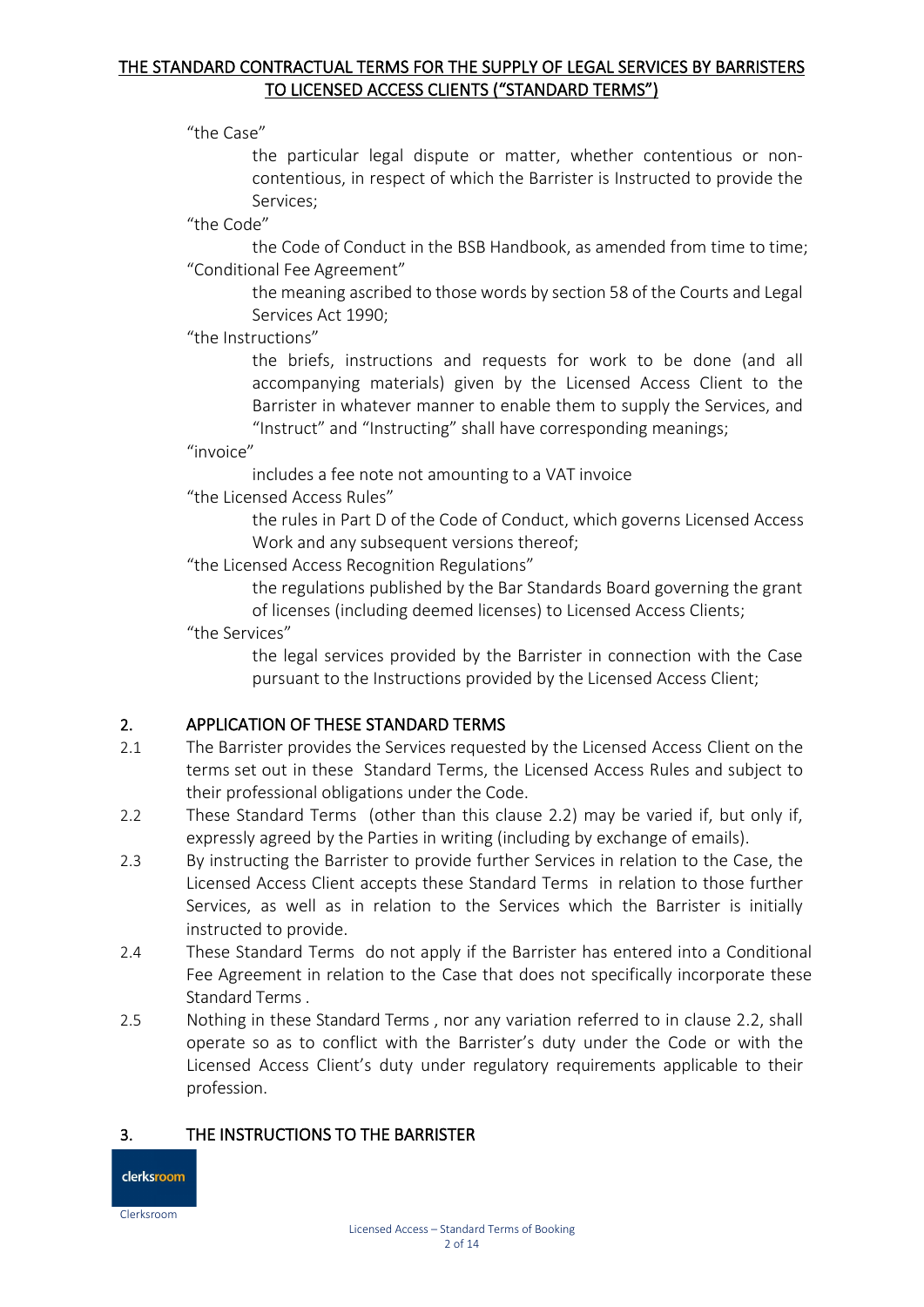“the Case”

the particular legal dispute or matter, whether contentious or non-contentious, in respect of which the Barrister is Instructed to provide the Services;

“the Code”

the Code of Conduct in the BSB Handbook, as amended from time to time;

“Conditional Fee Agreement”

the meaning ascribed to those words by section 58 of the Courts and Legal Services Act 1990;

“the Instructions”

the briefs, instructions and requests for work to be done (and all accompanying materials) given by the Licensed Access Client to the Barrister in whatever manner to enable them to supply the Services, and “Instruct” and “Instructing” shall have corresponding meanings;

“invoice”

includes a fee note not amounting to a VAT invoice

“the Licensed Access Rules”

the rules in Part D of the Code of Conduct, which governs Licensed Access Work and any subsequent versions thereof;

“the Licensed Access Recognition Regulations”

the regulations published by the Bar Standards Board governing the grant of licenses (including deemed licenses) to Licensed Access Clients;

“the Services”

the legal services provided by the Barrister in connection with the Case pursuant to the Instructions provided by the Licensed Access Client;

## 2. APPLICATION OF THESE STANDARD TERMS

2.1 The Barrister provides the Services requested by the Licensed Access Client on the terms set out in these Standard Terms, the Licensed Access Rules and subject to their professional obligations under the Code.

2.2 These Standard Terms (other than this clause 2.2) may be varied if, but only if, expressly agreed by the Parties in writing (including by exchange of emails).

2.3 By instructing the Barrister to provide further Services in relation to the Case, the Licensed Access Client accepts these Standard Terms in relation to those further Services, as well as in relation to the Services which the Barrister is initially instructed to provide.

2.4 These Standard Terms do not apply if the Barrister has entered into a Conditional Fee Agreement in relation to the Case that does not specifically incorporate these Standard Terms .

2.5 Nothing in these Standard Terms , nor any variation referred to in clause 2.2, shall operate so as to conflict with the Barrister’s duty under the Code or with the Licensed Access Client’s duty under regulatory requirements applicable to their profession.

## 3. THE INSTRUCTIONS TO THE BARRISTER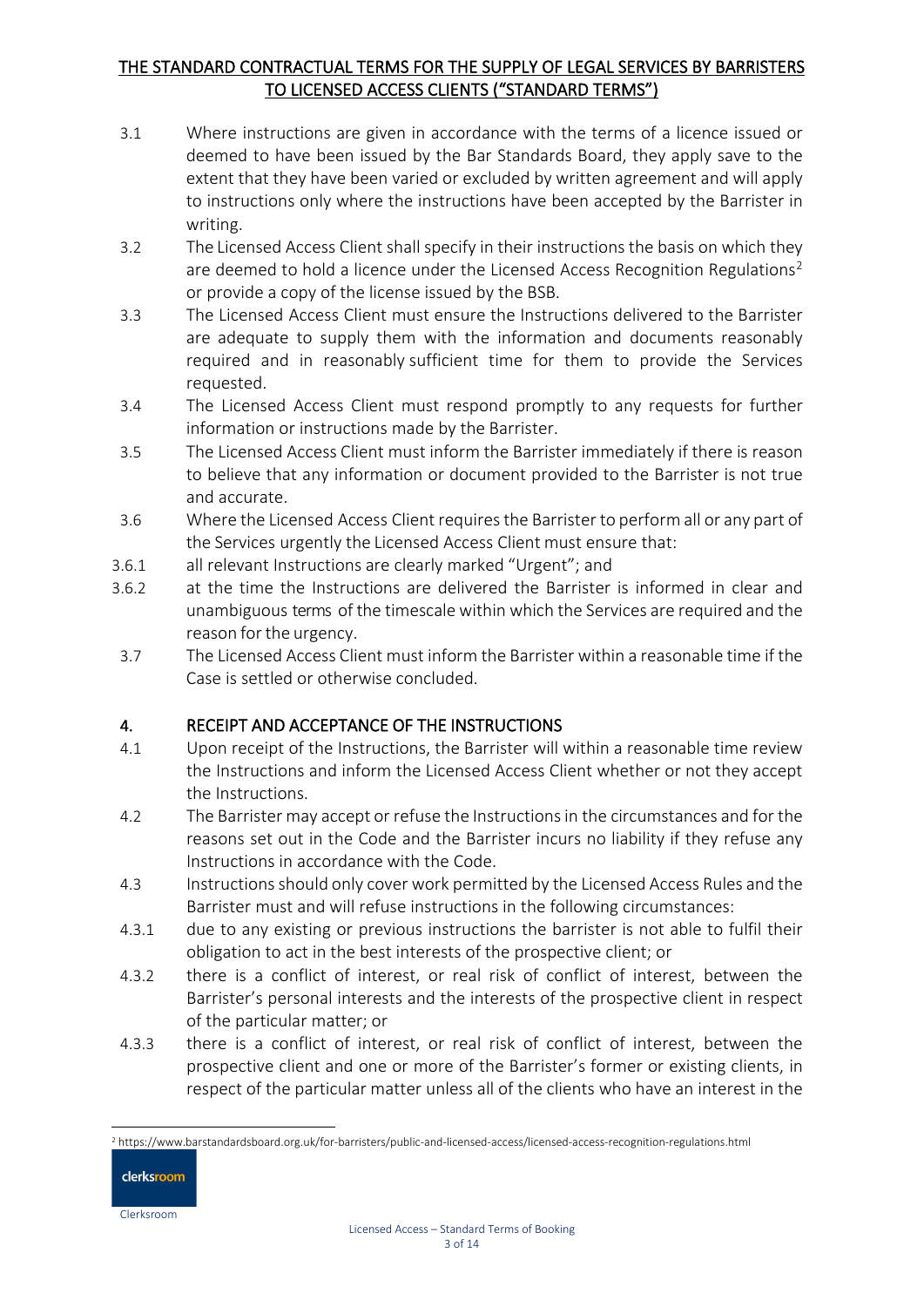# THE STANDARD CONTRACTUAL TERMS FOR THE SUPPLY OF LEGAL SERVICES BY BARRISTERS TO LICENSED ACCESS CLIENTS ("STANDARD TERMS")

3.1 Where instructions are given in accordance with the terms of a licence issued or deemed to have been issued by the Bar Standards Board, they apply save to the extent that they have been varied or excluded by written agreement and will apply to instructions only where the instructions have been accepted by the Barrister in writing.

3.2 The Licensed Access Client shall specify in their instructions the basis on which they are deemed to hold a licence under the Licensed Access Recognition Regulations[2] or provide a copy of the license issued by the BSB.

3.3 The Licensed Access Client must ensure the Instructions delivered to the Barrister are adequate to supply them with the information and documents reasonably required and in reasonably sufficient time for them to provide the Services requested.

3.4 The Licensed Access Client must respond promptly to any requests for further information or instructions made by the Barrister.

3.5 The Licensed Access Client must inform the Barrister immediately if there is reason to believe that any information or document provided to the Barrister is not true and accurate.

3.6 Where the Licensed Access Client requires the Barrister to perform all or any part of the Services urgently the Licensed Access Client must ensure that:

3.6.1 all relevant Instructions are clearly marked "Urgent"; and

3.6.2 at the time the Instructions are delivered the Barrister is informed in clear and unambiguous terms of the timescale within which the Services are required and the reason for the urgency.

3.7 The Licensed Access Client must inform the Barrister within a reasonable time if the Case is settled or otherwise concluded.

## 4. RECEIPT AND ACCEPTANCE OF THE INSTRUCTIONS

4.1 Upon receipt of the Instructions, the Barrister will within a reasonable time review the Instructions and inform the Licensed Access Client whether or not they accept the Instructions.

4.2 The Barrister may accept or refuse the Instructions in the circumstances and for the reasons set out in the Code and the Barrister incurs no liability if they refuse any Instructions in accordance with the Code.

4.3 Instructions should only cover work permitted by the Licensed Access Rules and the Barrister must and will refuse instructions in the following circumstances:

4.3.1 due to any existing or previous instructions the barrister is not able to fulfil their obligation to act in the best interests of the prospective client; or

4.3.2 there is a conflict of interest, or real risk of conflict of interest, between the Barrister's personal interests and the interests of the prospective client in respect of the particular matter; or

4.3.3 there is a conflict of interest, or real risk of conflict of interest, between the prospective client and one or more of the Barrister's former or existing clients, in respect of the particular matter unless all of the clients who have an interest in the

[2] https://www.barstandardsboard.org.uk/for-barristers/public-and-licensed-access/licensed-access-recognition-regulations.html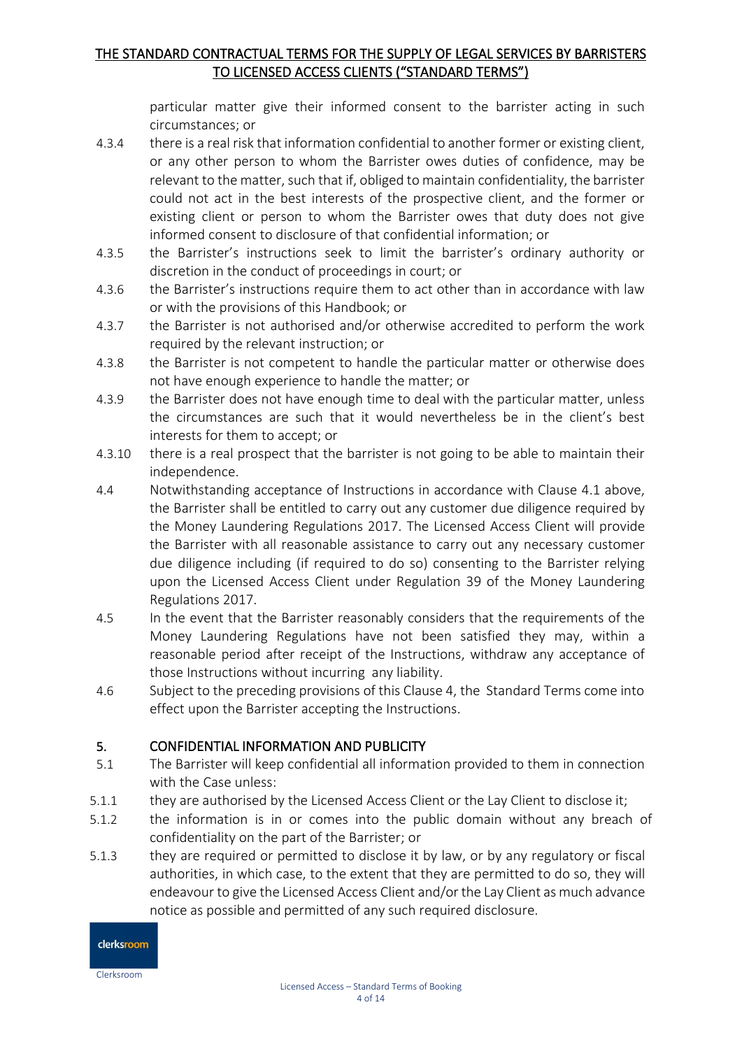particular matter give their informed consent to the barrister acting in such circumstances; or

4.3.4 there is a real risk that information confidential to another former or existing client, or any other person to whom the Barrister owes duties of confidence, may be relevant to the matter, such that if, obliged to maintain confidentiality, the barrister could not act in the best interests of the prospective client, and the former or existing client or person to whom the Barrister owes that duty does not give informed consent to disclosure of that confidential information; or

4.3.5 the Barrister's instructions seek to limit the barrister's ordinary authority or discretion in the conduct of proceedings in court; or

4.3.6 the Barrister's instructions require them to act other than in accordance with law or with the provisions of this Handbook; or

4.3.7 the Barrister is not authorised and/or otherwise accredited to perform the work required by the relevant instruction; or

4.3.8 the Barrister is not competent to handle the particular matter or otherwise does not have enough experience to handle the matter; or

4.3.9 the Barrister does not have enough time to deal with the particular matter, unless the circumstances are such that it would nevertheless be in the client's best interests for them to accept; or

4.3.10 there is a real prospect that the barrister is not going to be able to maintain their independence.

4.4 Notwithstanding acceptance of Instructions in accordance with Clause 4.1 above, the Barrister shall be entitled to carry out any customer due diligence required by the Money Laundering Regulations 2017. The Licensed Access Client will provide the Barrister with all reasonable assistance to carry out any necessary customer due diligence including (if required to do so) consenting to the Barrister relying upon the Licensed Access Client under Regulation 39 of the Money Laundering Regulations 2017.

4.5 In the event that the Barrister reasonably considers that the requirements of the Money Laundering Regulations have not been satisfied they may, within a reasonable period after receipt of the Instructions, withdraw any acceptance of those Instructions without incurring any liability.

4.6 Subject to the preceding provisions of this Clause 4, the Standard Terms come into effect upon the Barrister accepting the Instructions.

## 5. CONFIDENTIAL INFORMATION AND PUBLICITY

5.1 The Barrister will keep confidential all information provided to them in connection with the Case unless:

5.1.1 they are authorised by the Licensed Access Client or the Lay Client to disclose it;

5.1.2 the information is in or comes into the public domain without any breach of confidentiality on the part of the Barrister; or

5.1.3 they are required or permitted to disclose it by law, or by any regulatory or fiscal authorities, in which case, to the extent that they are permitted to do so, they will endeavour to give the Licensed Access Client and/or the Lay Client as much advance notice as possible and permitted of any such required disclosure.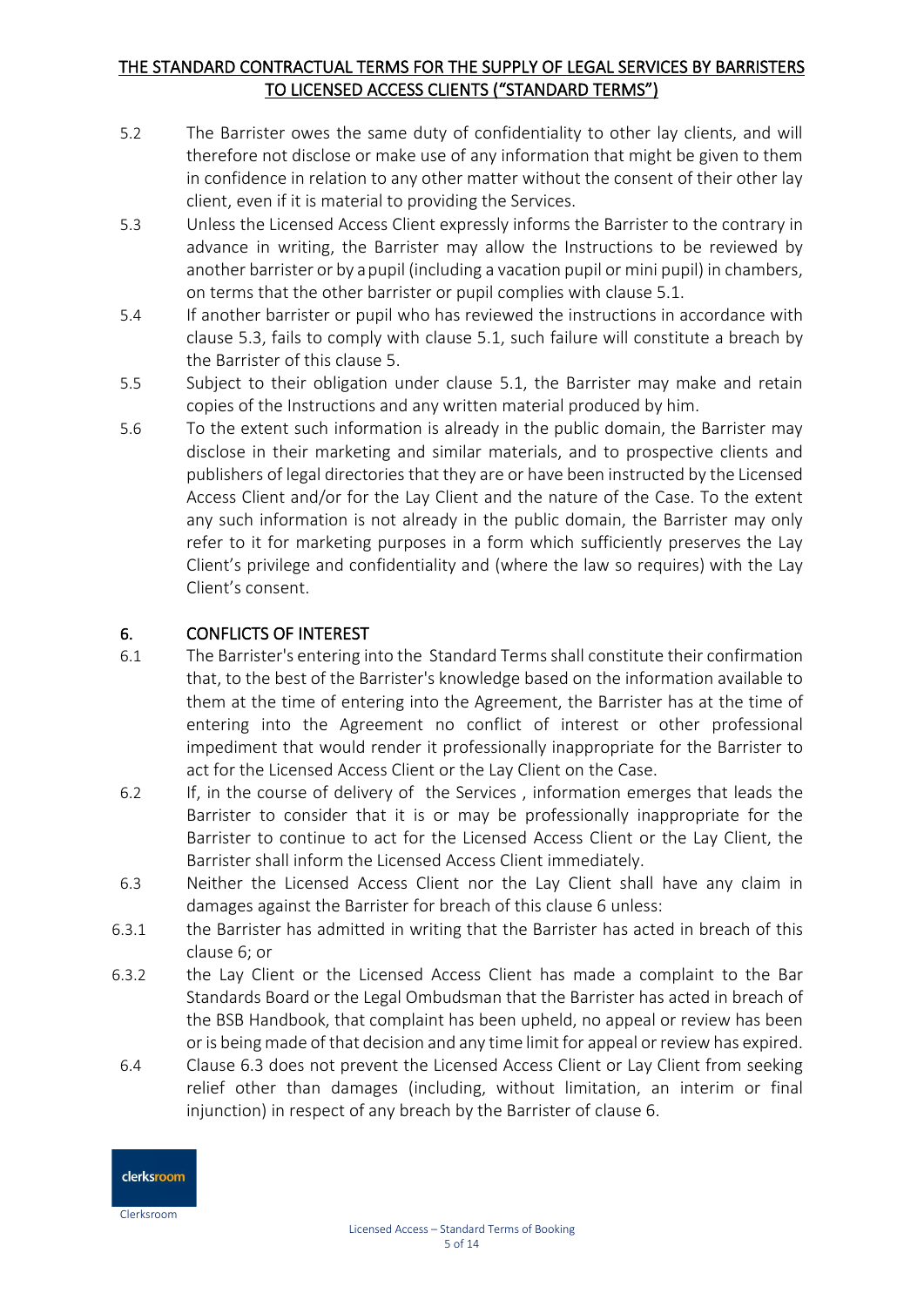5.2 The Barrister owes the same duty of confidentiality to other lay clients, and will therefore not disclose or make use of any information that might be given to them in confidence in relation to any other matter without the consent of their other lay client, even if it is material to providing the Services.

5.3 Unless the Licensed Access Client expressly informs the Barrister to the contrary in advance in writing, the Barrister may allow the Instructions to be reviewed by another barrister or by a pupil (including a vacation pupil or mini pupil) in chambers, on terms that the other barrister or pupil complies with clause 5.1.

5.4 If another barrister or pupil who has reviewed the instructions in accordance with clause 5.3, fails to comply with clause 5.1, such failure will constitute a breach by the Barrister of this clause 5.

5.5 Subject to their obligation under clause 5.1, the Barrister may make and retain copies of the Instructions and any written material produced by him.

5.6 To the extent such information is already in the public domain, the Barrister may disclose in their marketing and similar materials, and to prospective clients and publishers of legal directories that they are or have been instructed by the Licensed Access Client and/or for the Lay Client and the nature of the Case. To the extent any such information is not already in the public domain, the Barrister may only refer to it for marketing purposes in a form which sufficiently preserves the Lay Client's privilege and confidentiality and (where the law so requires) with the Lay Client's consent.

## 6. CONFLICTS OF INTEREST

6.1 The Barrister's entering into the Standard Terms shall constitute their confirmation that, to the best of the Barrister's knowledge based on the information available to them at the time of entering into the Agreement, the Barrister has at the time of entering into the Agreement no conflict of interest or other professional impediment that would render it professionally inappropriate for the Barrister to act for the Licensed Access Client or the Lay Client on the Case.

6.2 If, in the course of delivery of the Services , information emerges that leads the Barrister to consider that it is or may be professionally inappropriate for the Barrister to continue to act for the Licensed Access Client or the Lay Client, the Barrister shall inform the Licensed Access Client immediately.

6.3 Neither the Licensed Access Client nor the Lay Client shall have any claim in damages against the Barrister for breach of this clause 6 unless:

6.3.1 the Barrister has admitted in writing that the Barrister has acted in breach of this clause 6; or

6.3.2 the Lay Client or the Licensed Access Client has made a complaint to the Bar Standards Board or the Legal Ombudsman that the Barrister has acted in breach of the BSB Handbook, that complaint has been upheld, no appeal or review has been or is being made of that decision and any time limit for appeal or review has expired.

6.4 Clause 6.3 does not prevent the Licensed Access Client or Lay Client from seeking relief other than damages (including, without limitation, an interim or final injunction) in respect of any breach by the Barrister of clause 6.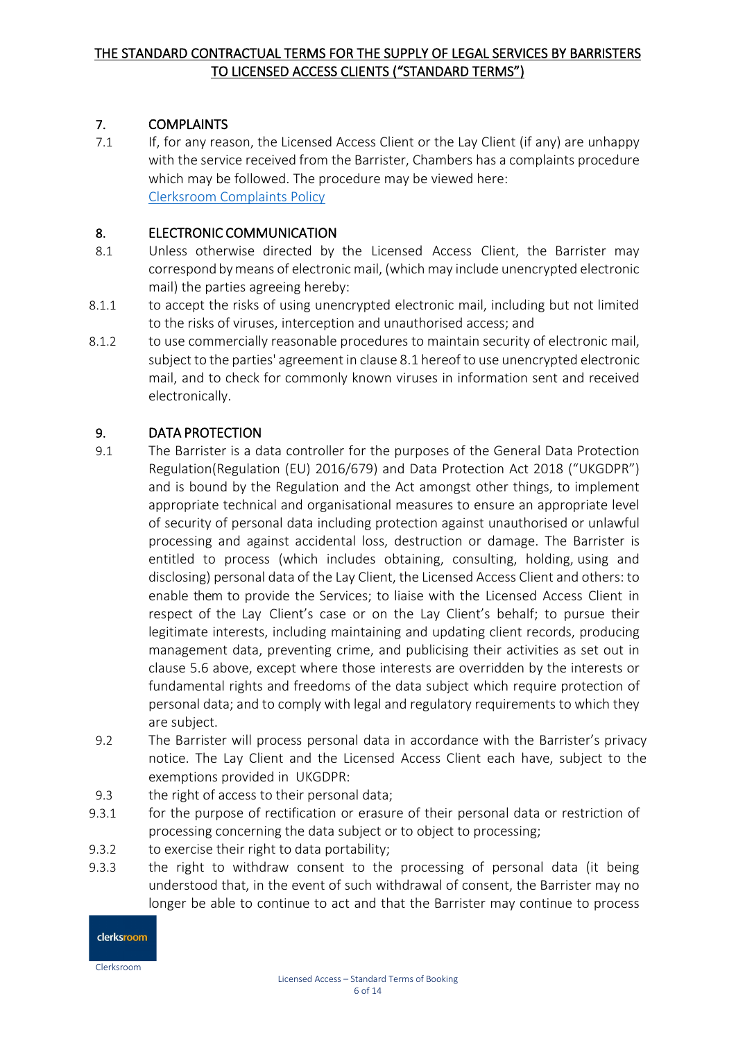## 7. COMPLAINTS

7.1 If, for any reason, the Licensed Access Client or the Lay Client (if any) are unhappy with the service received from the Barrister, Chambers has a complaints procedure which may be followed. The procedure may be viewed here: [Clerksroom Complaints Policy]

## 8. ELECTRONIC COMMUNICATION

8.1 Unless otherwise directed by the Licensed Access Client, the Barrister may correspond by means of electronic mail, (which may include unencrypted electronic mail) the parties agreeing hereby:

8.1.1 to accept the risks of using unencrypted electronic mail, including but not limited to the risks of viruses, interception and unauthorised access; and

8.1.2 to use commercially reasonable procedures to maintain security of electronic mail, subject to the parties' agreement in clause 8.1 hereof to use unencrypted electronic mail, and to check for commonly known viruses in information sent and received electronically.

## 9. DATA PROTECTION

9.1 The Barrister is a data controller for the purposes of the General Data Protection Regulation(Regulation (EU) 2016/679) and Data Protection Act 2018 ("UKGDPR") and is bound by the Regulation and the Act amongst other things, to implement appropriate technical and organisational measures to ensure an appropriate level of security of personal data including protection against unauthorised or unlawful processing and against accidental loss, destruction or damage. The Barrister is entitled to process (which includes obtaining, consulting, holding, using and disclosing) personal data of the Lay Client, the Licensed Access Client and others: to enable them to provide the Services; to liaise with the Licensed Access Client in respect of the Lay Client's case or on the Lay Client's behalf; to pursue their legitimate interests, including maintaining and updating client records, producing management data, preventing crime, and publicising their activities as set out in clause 5.6 above, except where those interests are overridden by the interests or fundamental rights and freedoms of the data subject which require protection of personal data; and to comply with legal and regulatory requirements to which they are subject.

9.2 The Barrister will process personal data in accordance with the Barrister's privacy notice. The Lay Client and the Licensed Access Client each have, subject to the exemptions provided in UKGDPR:

9.3 the right of access to their personal data;

9.3.1 for the purpose of rectification or erasure of their personal data or restriction of processing concerning the data subject or to object to processing;

9.3.2 to exercise their right to data portability;

9.3.3 the right to withdraw consent to the processing of personal data (it being understood that, in the event of such withdrawal of consent, the Barrister may no longer be able to continue to act and that the Barrister may continue to process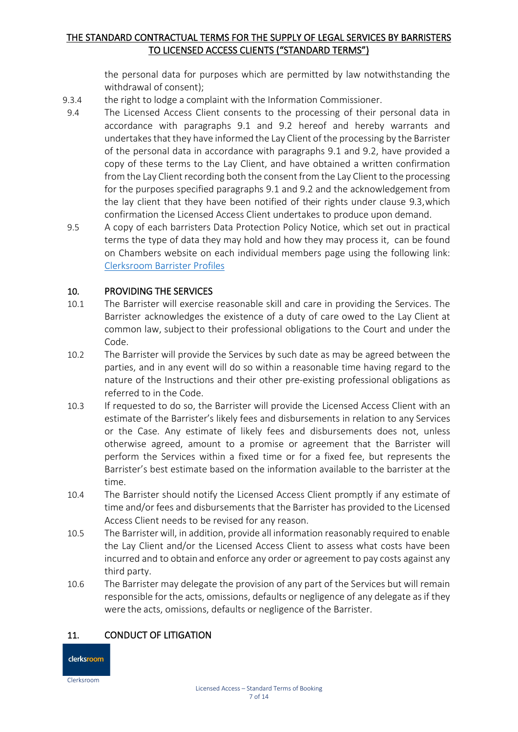the personal data for purposes which are permitted by law notwithstanding the withdrawal of consent);

9.3.4 the right to lodge a complaint with the Information Commissioner.

9.4 The Licensed Access Client consents to the processing of their personal data in accordance with paragraphs 9.1 and 9.2 hereof and hereby warrants and undertakes that they have informed the Lay Client of the processing by the Barrister of the personal data in accordance with paragraphs 9.1 and 9.2, have provided a copy of these terms to the Lay Client, and have obtained a written confirmation from the Lay Client recording both the consent from the Lay Client to the processing for the purposes specified paragraphs 9.1 and 9.2 and the acknowledgement from the lay client that they have been notified of their rights under clause 9.3, which confirmation the Licensed Access Client undertakes to produce upon demand.

9.5 A copy of each barristers Data Protection Policy Notice, which set out in practical terms the type of data they may hold and how they may process it, can be found on Chambers website on each individual members page using the following link: [Clerksroom Barrister Profiles]

## 10. PROVIDING THE SERVICES

10.1 The Barrister will exercise reasonable skill and care in providing the Services. The Barrister acknowledges the existence of a duty of care owed to the Lay Client at common law, subject to their professional obligations to the Court and under the Code.

10.2 The Barrister will provide the Services by such date as may be agreed between the parties, and in any event will do so within a reasonable time having regard to the nature of the Instructions and their other pre-existing professional obligations as referred to in the Code.

10.3 If requested to do so, the Barrister will provide the Licensed Access Client with an estimate of the Barrister's likely fees and disbursements in relation to any Services or the Case. Any estimate of likely fees and disbursements does not, unless otherwise agreed, amount to a promise or agreement that the Barrister will perform the Services within a fixed time or for a fixed fee, but represents the Barrister's best estimate based on the information available to the barrister at the time.

10.4 The Barrister should notify the Licensed Access Client promptly if any estimate of time and/or fees and disbursements that the Barrister has provided to the Licensed Access Client needs to be revised for any reason.

10.5 The Barrister will, in addition, provide all information reasonably required to enable the Lay Client and/or the Licensed Access Client to assess what costs have been incurred and to obtain and enforce any order or agreement to pay costs against any third party.

10.6 The Barrister may delegate the provision of any part of the Services but will remain responsible for the acts, omissions, defaults or negligence of any delegate as if they were the acts, omissions, defaults or negligence of the Barrister.

## 11. CONDUCT OF LITIGATION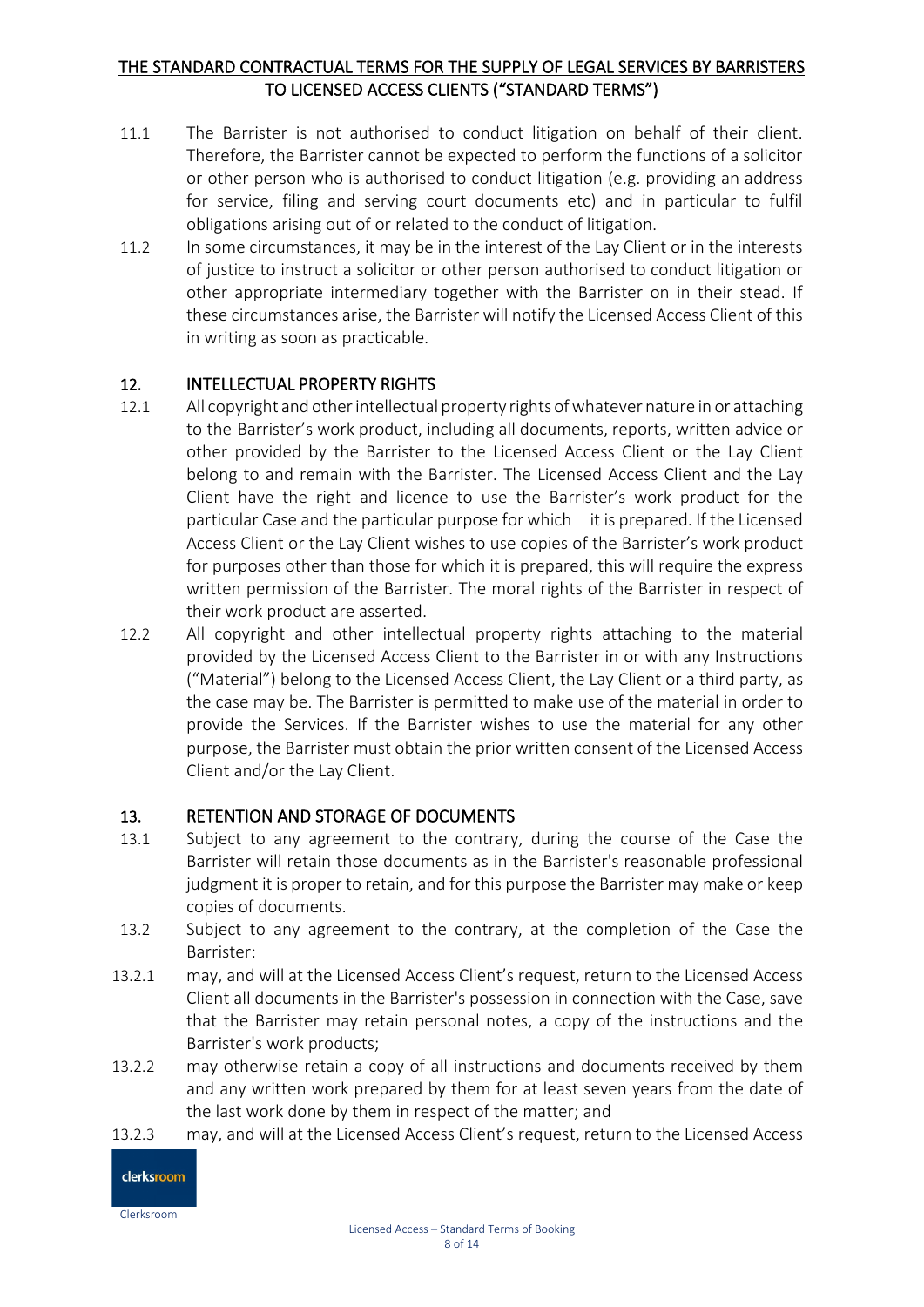11.1 The Barrister is not authorised to conduct litigation on behalf of their client. Therefore, the Barrister cannot be expected to perform the functions of a solicitor or other person who is authorised to conduct litigation (e.g. providing an address for service, filing and serving court documents etc) and in particular to fulfil obligations arising out of or related to the conduct of litigation.

11.2 In some circumstances, it may be in the interest of the Lay Client or in the interests of justice to instruct a solicitor or other person authorised to conduct litigation or other appropriate intermediary together with the Barrister on in their stead. If these circumstances arise, the Barrister will notify the Licensed Access Client of this in writing as soon as practicable.

## 12. INTELLECTUAL PROPERTY RIGHTS

12.1 All copyright and other intellectual property rights of whatever nature in or attaching to the Barrister's work product, including all documents, reports, written advice or other provided by the Barrister to the Licensed Access Client or the Lay Client belong to and remain with the Barrister. The Licensed Access Client and the Lay Client have the right and licence to use the Barrister's work product for the particular Case and the particular purpose for which it is prepared. If the Licensed Access Client or the Lay Client wishes to use copies of the Barrister's work product for purposes other than those for which it is prepared, this will require the express written permission of the Barrister. The moral rights of the Barrister in respect of their work product are asserted.

12.2 All copyright and other intellectual property rights attaching to the material provided by the Licensed Access Client to the Barrister in or with any Instructions ("Material") belong to the Licensed Access Client, the Lay Client or a third party, as the case may be. The Barrister is permitted to make use of the material in order to provide the Services. If the Barrister wishes to use the material for any other purpose, the Barrister must obtain the prior written consent of the Licensed Access Client and/or the Lay Client.

## 13. RETENTION AND STORAGE OF DOCUMENTS

13.1 Subject to any agreement to the contrary, during the course of the Case the Barrister will retain those documents as in the Barrister's reasonable professional judgment it is proper to retain, and for this purpose the Barrister may make or keep copies of documents.

13.2 Subject to any agreement to the contrary, at the completion of the Case the Barrister:

13.2.1 may, and will at the Licensed Access Client's request, return to the Licensed Access Client all documents in the Barrister's possession in connection with the Case, save that the Barrister may retain personal notes, a copy of the instructions and the Barrister's work products;

13.2.2 may otherwise retain a copy of all instructions and documents received by them and any written work prepared by them for at least seven years from the date of the last work done by them in respect of the matter; and

13.2.3 may, and will at the Licensed Access Client's request, return to the Licensed Access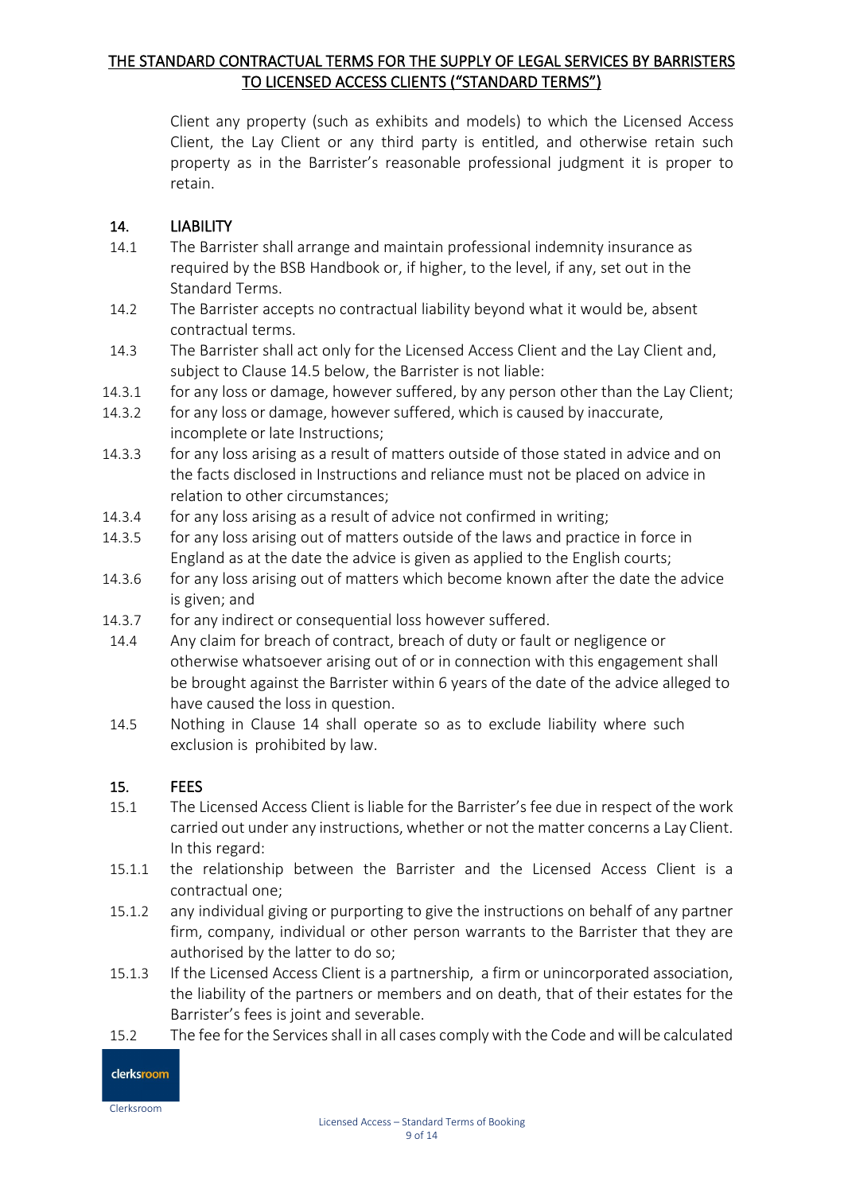Client any property (such as exhibits and models) to which the Licensed Access Client, the Lay Client or any third party is entitled, and otherwise retain such property as in the Barrister's reasonable professional judgment it is proper to retain.

## 14. LIABILITY

14.1 The Barrister shall arrange and maintain professional indemnity insurance as required by the BSB Handbook or, if higher, to the level, if any, set out in the Standard Terms.

14.2 The Barrister accepts no contractual liability beyond what it would be, absent contractual terms.

14.3 The Barrister shall act only for the Licensed Access Client and the Lay Client and, subject to Clause 14.5 below, the Barrister is not liable:

14.3.1 for any loss or damage, however suffered, by any person other than the Lay Client;

14.3.2 for any loss or damage, however suffered, which is caused by inaccurate, incomplete or late Instructions;

14.3.3 for any loss arising as a result of matters outside of those stated in advice and on the facts disclosed in Instructions and reliance must not be placed on advice in relation to other circumstances;

14.3.4 for any loss arising as a result of advice not confirmed in writing;

14.3.5 for any loss arising out of matters outside of the laws and practice in force in England as at the date the advice is given as applied to the English courts;

14.3.6 for any loss arising out of matters which become known after the date the advice is given; and

14.3.7 for any indirect or consequential loss however suffered.

14.4 Any claim for breach of contract, breach of duty or fault or negligence or otherwise whatsoever arising out of or in connection with this engagement shall be brought against the Barrister within 6 years of the date of the advice alleged to have caused the loss in question.

14.5 Nothing in Clause 14 shall operate so as to exclude liability where such exclusion is prohibited by law.

## 15. FEES

15.1 The Licensed Access Client is liable for the Barrister's fee due in respect of the work carried out under any instructions, whether or not the matter concerns a Lay Client. In this regard:

15.1.1 the relationship between the Barrister and the Licensed Access Client is a contractual one;

15.1.2 any individual giving or purporting to give the instructions on behalf of any partner firm, company, individual or other person warrants to the Barrister that they are authorised by the latter to do so;

15.1.3 If the Licensed Access Client is a partnership, a firm or unincorporated association, the liability of the partners or members and on death, that of their estates for the Barrister's fees is joint and severable.

15.2 The fee for the Services shall in all cases comply with the Code and will be calculated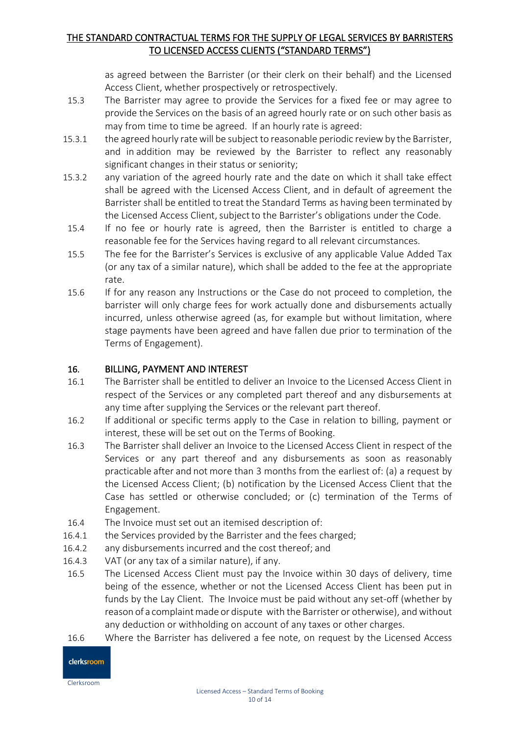as agreed between the Barrister (or their clerk on their behalf) and the Licensed Access Client, whether prospectively or retrospectively.

15.3 The Barrister may agree to provide the Services for a fixed fee or may agree to provide the Services on the basis of an agreed hourly rate or on such other basis as may from time to time be agreed. If an hourly rate is agreed:

15.3.1 the agreed hourly rate will be subject to reasonable periodic review by the Barrister, and in addition may be reviewed by the Barrister to reflect any reasonably significant changes in their status or seniority;

15.3.2 any variation of the agreed hourly rate and the date on which it shall take effect shall be agreed with the Licensed Access Client, and in default of agreement the Barrister shall be entitled to treat the Standard Terms as having been terminated by the Licensed Access Client, subject to the Barrister's obligations under the Code.

15.4 If no fee or hourly rate is agreed, then the Barrister is entitled to charge a reasonable fee for the Services having regard to all relevant circumstances.

15.5 The fee for the Barrister's Services is exclusive of any applicable Value Added Tax (or any tax of a similar nature), which shall be added to the fee at the appropriate rate.

15.6 If for any reason any Instructions or the Case do not proceed to completion, the barrister will only charge fees for work actually done and disbursements actually incurred, unless otherwise agreed (as, for example but without limitation, where stage payments have been agreed and have fallen due prior to termination of the Terms of Engagement).

## 16. BILLING, PAYMENT AND INTEREST

16.1 The Barrister shall be entitled to deliver an Invoice to the Licensed Access Client in respect of the Services or any completed part thereof and any disbursements at any time after supplying the Services or the relevant part thereof.

16.2 If additional or specific terms apply to the Case in relation to billing, payment or interest, these will be set out on the Terms of Booking.

16.3 The Barrister shall deliver an Invoice to the Licensed Access Client in respect of the Services or any part thereof and any disbursements as soon as reasonably practicable after and not more than 3 months from the earliest of: (a) a request by the Licensed Access Client; (b) notification by the Licensed Access Client that the Case has settled or otherwise concluded; or (c) termination of the Terms of Engagement.

16.4 The Invoice must set out an itemised description of:

16.4.1 the Services provided by the Barrister and the fees charged;

16.4.2 any disbursements incurred and the cost thereof; and

16.4.3 VAT (or any tax of a similar nature), if any.

16.5 The Licensed Access Client must pay the Invoice within 30 days of delivery, time being of the essence, whether or not the Licensed Access Client has been put in funds by the Lay Client. The Invoice must be paid without any set-off (whether by reason of a complaint made or dispute with the Barrister or otherwise), and without any deduction or withholding on account of any taxes or other charges.

16.6 Where the Barrister has delivered a fee note, on request by the Licensed Access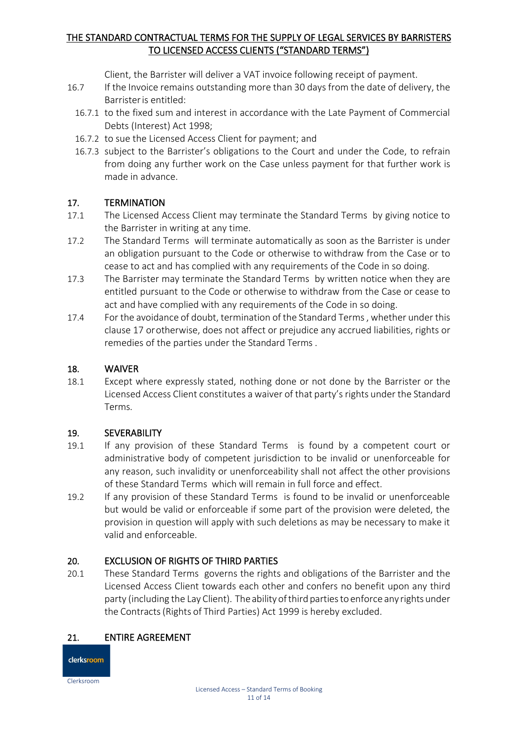Client, the Barrister will deliver a VAT invoice following receipt of payment.

16.7 If the Invoice remains outstanding more than 30 days from the date of delivery, the Barrister is entitled:

16.7.1 to the fixed sum and interest in accordance with the Late Payment of Commercial Debts (Interest) Act 1998;

16.7.2 to sue the Licensed Access Client for payment; and

16.7.3 subject to the Barrister's obligations to the Court and under the Code, to refrain from doing any further work on the Case unless payment for that further work is made in advance.

## 17. TERMINATION

17.1 The Licensed Access Client may terminate the Standard Terms by giving notice to the Barrister in writing at any time.

17.2 The Standard Terms will terminate automatically as soon as the Barrister is under an obligation pursuant to the Code or otherwise to withdraw from the Case or to cease to act and has complied with any requirements of the Code in so doing.

17.3 The Barrister may terminate the Standard Terms by written notice when they are entitled pursuant to the Code or otherwise to withdraw from the Case or cease to act and have complied with any requirements of the Code in so doing.

17.4 For the avoidance of doubt, termination of the Standard Terms , whether under this clause 17 or otherwise, does not affect or prejudice any accrued liabilities, rights or remedies of the parties under the Standard Terms .

## 18. WAIVER

18.1 Except where expressly stated, nothing done or not done by the Barrister or the Licensed Access Client constitutes a waiver of that party's rights under the Standard Terms.

## 19. SEVERABILITY

19.1 If any provision of these Standard Terms is found by a competent court or administrative body of competent jurisdiction to be invalid or unenforceable for any reason, such invalidity or unenforceability shall not affect the other provisions of these Standard Terms which will remain in full force and effect.

19.2 If any provision of these Standard Terms is found to be invalid or unenforceable but would be valid or enforceable if some part of the provision were deleted, the provision in question will apply with such deletions as may be necessary to make it valid and enforceable.

## 20. EXCLUSION OF RIGHTS OF THIRD PARTIES

20.1 These Standard Terms governs the rights and obligations of the Barrister and the Licensed Access Client towards each other and confers no benefit upon any third party (including the Lay Client). The ability of third parties to enforce any rights under the Contracts (Rights of Third Parties) Act 1999 is hereby excluded.

## 21. ENTIRE AGREEMENT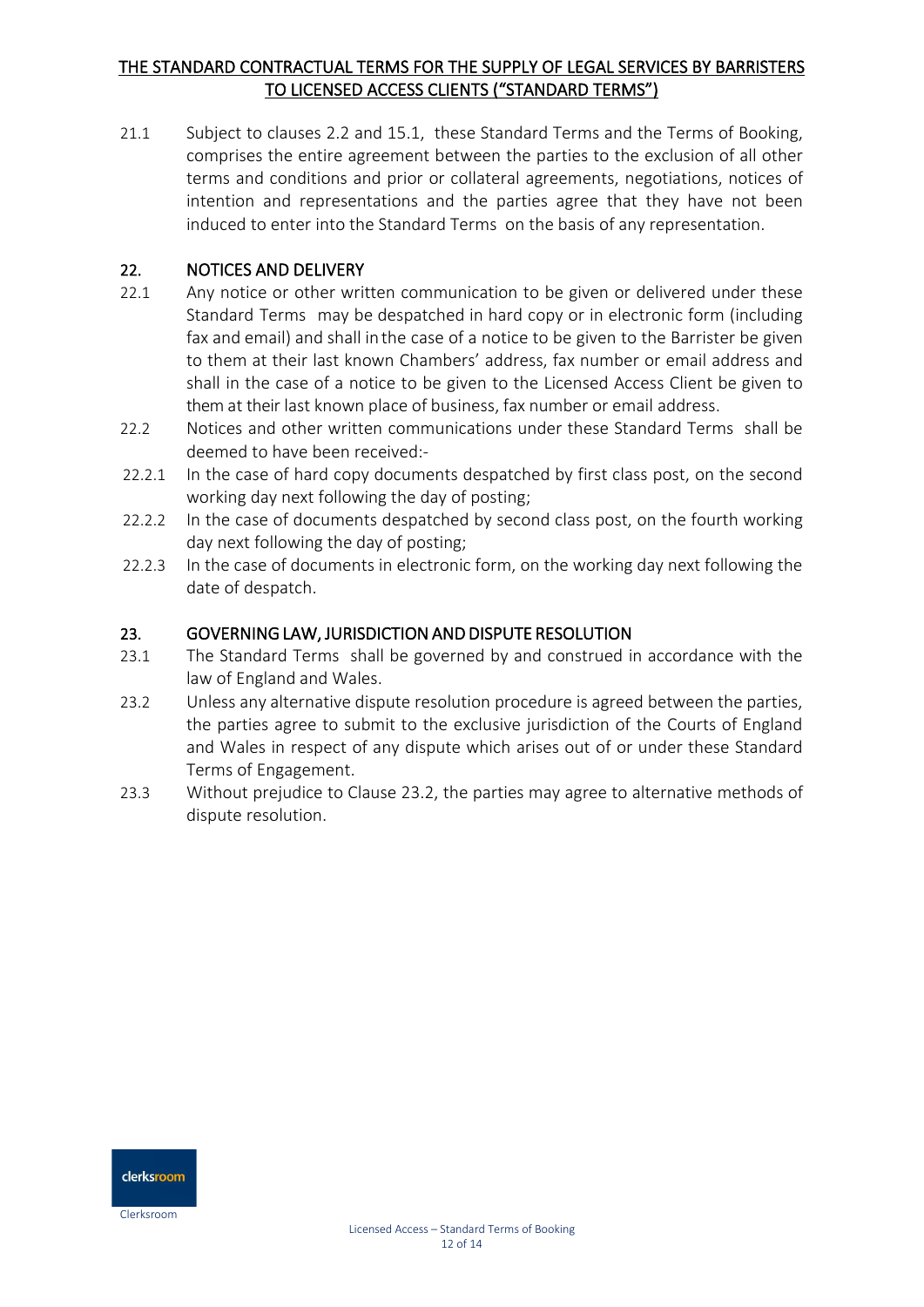21.1 Subject to clauses 2.2 and 15.1, these Standard Terms and the Terms of Booking, comprises the entire agreement between the parties to the exclusion of all other terms and conditions and prior or collateral agreements, negotiations, notices of intention and representations and the parties agree that they have not been induced to enter into the Standard Terms on the basis of any representation.

## 22. NOTICES AND DELIVERY

22.1 Any notice or other written communication to be given or delivered under these Standard Terms may be despatched in hard copy or in electronic form (including fax and email) and shall in the case of a notice to be given to the Barrister be given to them at their last known Chambers' address, fax number or email address and shall in the case of a notice to be given to the Licensed Access Client be given to them at their last known place of business, fax number or email address.

22.2 Notices and other written communications under these Standard Terms shall be deemed to have been received:-

22.2.1 In the case of hard copy documents despatched by first class post, on the second working day next following the day of posting;

22.2.2 In the case of documents despatched by second class post, on the fourth working day next following the day of posting;

22.2.3 In the case of documents in electronic form, on the working day next following the date of despatch.

## 23. GOVERNING LAW, JURISDICTION AND DISPUTE RESOLUTION

23.1 The Standard Terms shall be governed by and construed in accordance with the law of England and Wales.

23.2 Unless any alternative dispute resolution procedure is agreed between the parties, the parties agree to submit to the exclusive jurisdiction of the Courts of England and Wales in respect of any dispute which arises out of or under these Standard Terms of Engagement.

23.3 Without prejudice to Clause 23.2, the parties may agree to alternative methods of dispute resolution.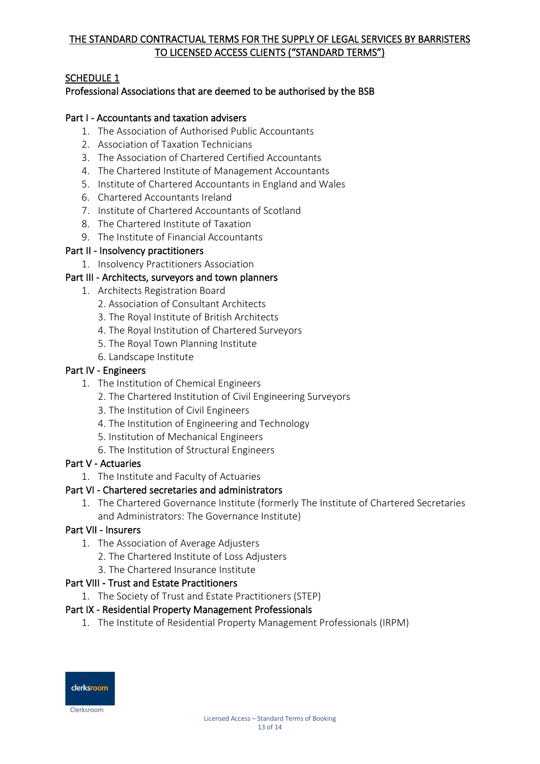THE STANDARD CONTRACTUAL TERMS FOR THE SUPPLY OF LEGAL SERVICES BY BARRISTERS TO LICENSED ACCESS CLIENTS ("STANDARD TERMS")

## SCHEDULE 1

### Professional Associations that are deemed to be authorised by the BSB

#### Part I - Accountants and taxation advisers

1. The Association of Authorised Public Accountants
2. Association of Taxation Technicians
3. The Association of Chartered Certified Accountants
4. The Chartered Institute of Management Accountants
5. Institute of Chartered Accountants in England and Wales
6. Chartered Accountants Ireland
7. Institute of Chartered Accountants of Scotland
8. The Chartered Institute of Taxation
9. The Institute of Financial Accountants

#### Part II - Insolvency practitioners

1. Insolvency Practitioners Association

#### Part III - Architects, surveyors and town planners

1. Architects Registration Board
2. Association of Consultant Architects
3. The Royal Institute of British Architects
4. The Royal Institution of Chartered Surveyors
5. The Royal Town Planning Institute
6. Landscape Institute

#### Part IV - Engineers

1. The Institution of Chemical Engineers
2. The Chartered Institution of Civil Engineering Surveyors
3. The Institution of Civil Engineers
4. The Institution of Engineering and Technology
5. Institution of Mechanical Engineers
6. The Institution of Structural Engineers

#### Part V - Actuaries

1. The Institute and Faculty of Actuaries

#### Part VI - Chartered secretaries and administrators

1. The Chartered Governance Institute (formerly The Institute of Chartered Secretaries and Administrators: The Governance Institute)

#### Part VII - Insurers

1. The Association of Average Adjusters
2. The Chartered Institute of Loss Adjusters
3. The Chartered Insurance Institute

#### Part VIII - Trust and Estate Practitioners

1. The Society of Trust and Estate Practitioners (STEP)

#### Part IX - Residential Property Management Professionals

1. The Institute of Residential Property Management Professionals (IRPM)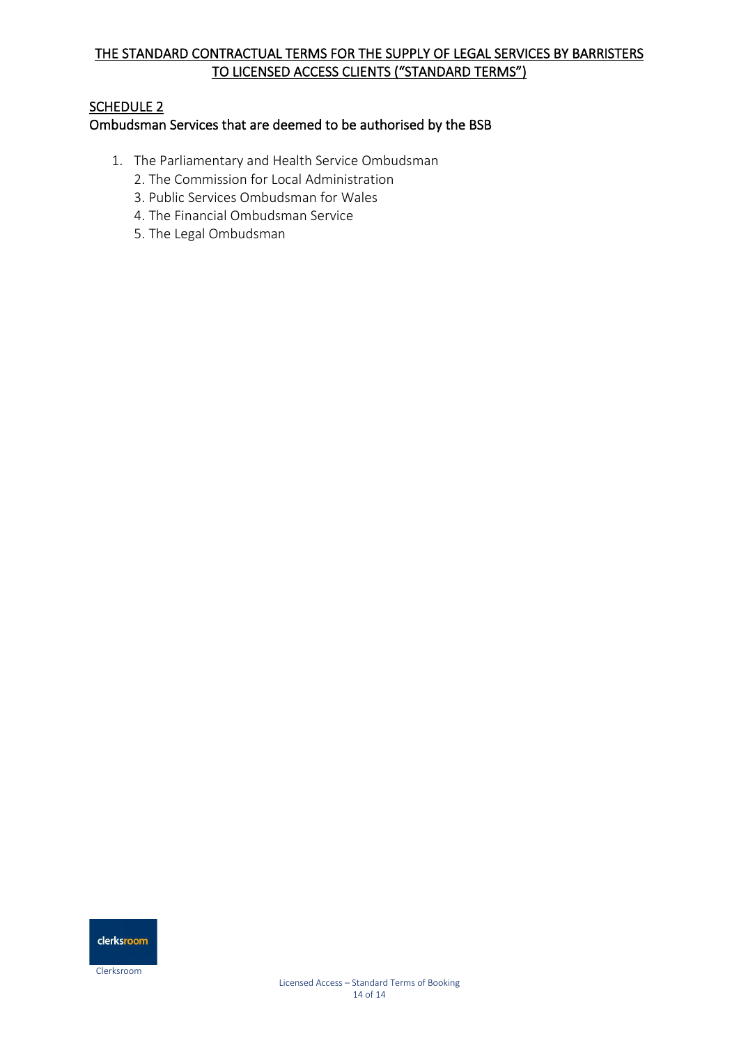THE STANDARD CONTRACTUAL TERMS FOR THE SUPPLY OF LEGAL SERVICES BY BARRISTERS TO LICENSED ACCESS CLIENTS ("STANDARD TERMS")

## SCHEDULE 2

### Ombudsman Services that are deemed to be authorised by the BSB

1. The Parliamentary and Health Service Ombudsman
2. The Commission for Local Administration
3. Public Services Ombudsman for Wales
4. The Financial Ombudsman Service
5. The Legal Ombudsman